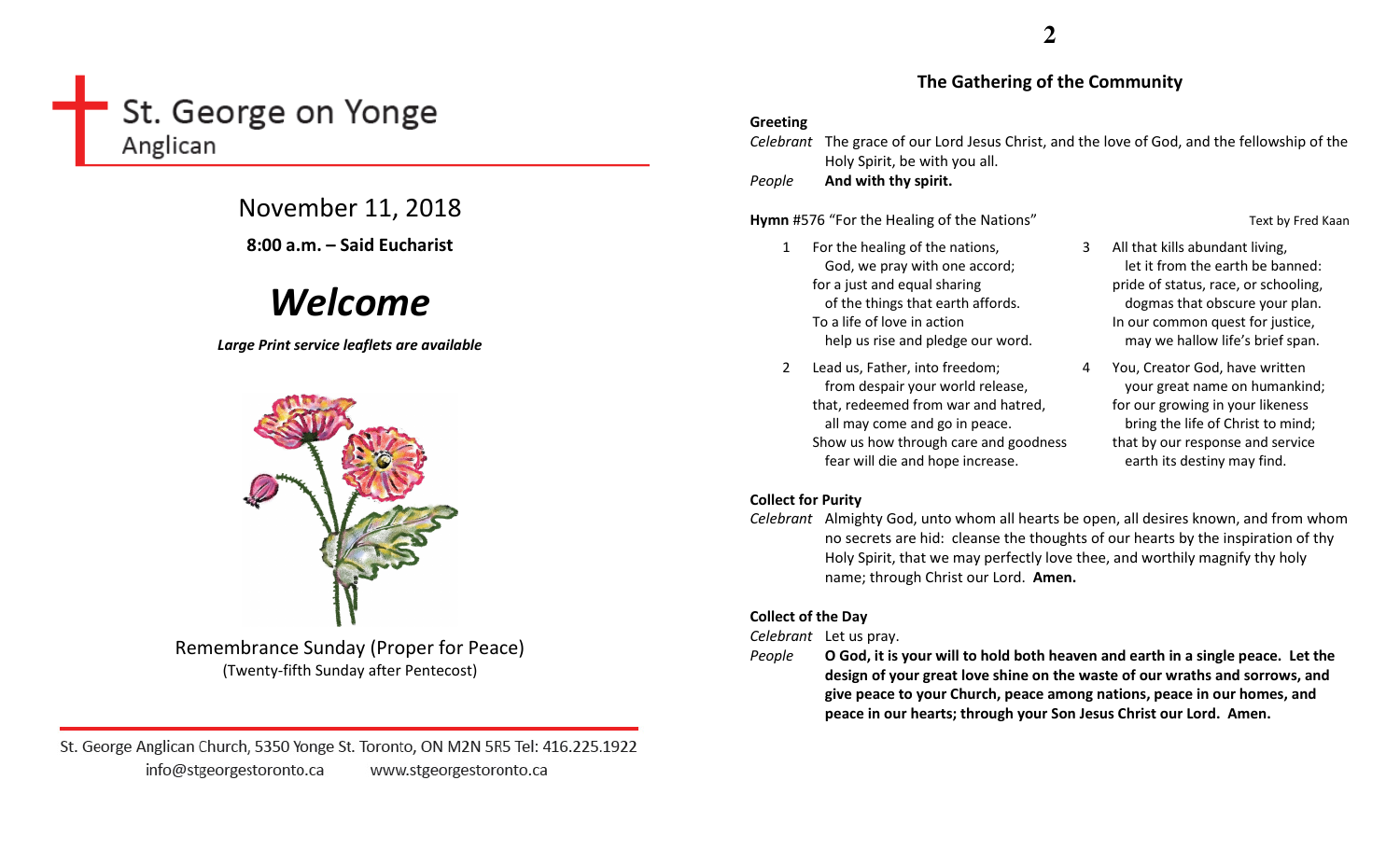# St. George on Yonge
Anglican

## November 11, 2018

**8:00 a.m. – Said Eucharist**

# ***Welcome***

***Large Print service leaflets are available***

Remembrance Sunday (Proper for Peace)
(Twenty-fifth Sunday after Pentecost)

St. George Anglican Church, 5350 Yonge St. Toronto, ON M2N 5R5 Tel: 416.225.1922
info@stgeorgestoronto.ca www.stgeorgestoronto.ca

## The Gathering of the Community

**Greeting**

*Celebrant* The grace of our Lord Jesus Christ, and the love of God, and the fellowship of the Holy Spirit, be with you all.

*People* **And with thy spirit.**

**Hymn** #576 "For the Healing of the Nations" Text by Fred Kaan

1 For the healing of the nations,
God, we pray with one accord;
for a just and equal sharing
of the things that earth affords.
To a life of love in action
help us rise and pledge our word.

2 Lead us, Father, into freedom;
from despair your world release,
that, redeemed from war and hatred,
all may come and go in peace.
Show us how through care and goodness
fear will die and hope increase.

3 All that kills abundant living,
let it from the earth be banned:
pride of status, race, or schooling,
dogmas that obscure your plan.
In our common quest for justice,
may we hallow life's brief span.

4 You, Creator God, have written
your great name on humankind;
for our growing in your likeness
bring the life of Christ to mind;
that by our response and service
earth its destiny may find.

**Collect for Purity**

*Celebrant* Almighty God, unto whom all hearts be open, all desires known, and from whom no secrets are hid: cleanse the thoughts of our hearts by the inspiration of thy Holy Spirit, that we may perfectly love thee, and worthily magnify thy holy name; through Christ our Lord. **Amen.**

**Collect of the Day**

*Celebrant* Let us pray.

*People* **O God, it is your will to hold both heaven and earth in a single peace. Let the design of your great love shine on the waste of our wraths and sorrows, and give peace to your Church, peace among nations, peace in our homes, and peace in our hearts; through your Son Jesus Christ our Lord. Amen.**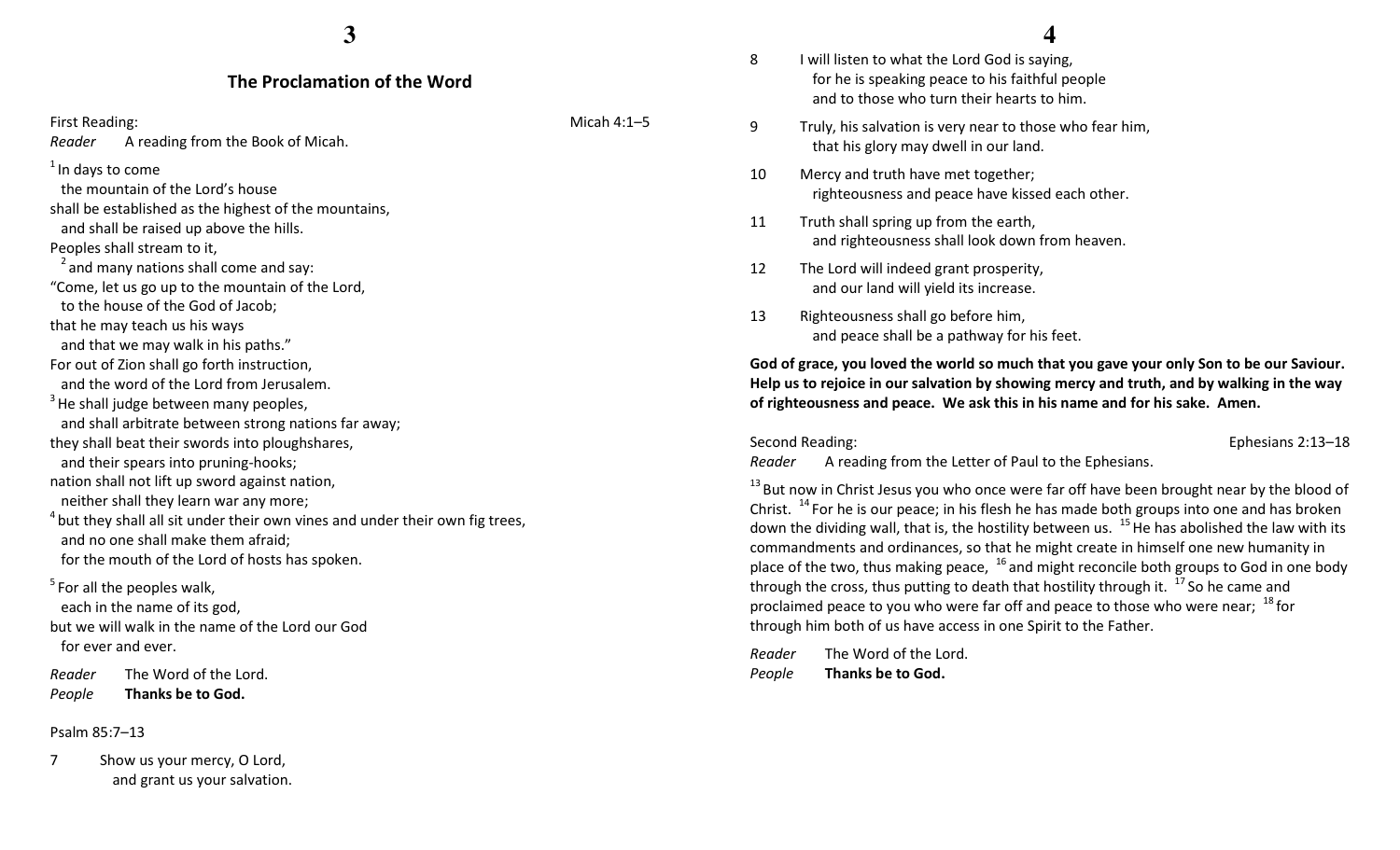## The Proclamation of the Word

First Reading: Micah 4:1–5

*Reader* A reading from the Book of Micah.

[1] In days to come
  the mountain of the Lord's house
shall be established as the highest of the mountains,
  and shall be raised up above the hills.
Peoples shall stream to it,
  [2] and many nations shall come and say:
"Come, let us go up to the mountain of the Lord,
  to the house of the God of Jacob;
that he may teach us his ways
  and that we may walk in his paths."
For out of Zion shall go forth instruction,
  and the word of the Lord from Jerusalem.
[3] He shall judge between many peoples,
  and shall arbitrate between strong nations far away;
they shall beat their swords into ploughshares,
  and their spears into pruning-hooks;
nation shall not lift up sword against nation,
  neither shall they learn war any more;
[4] but they shall all sit under their own vines and under their own fig trees,
  and no one shall make them afraid;
  for the mouth of the Lord of hosts has spoken.

[5] For all the peoples walk,
  each in the name of its god,
but we will walk in the name of the Lord our God
  for ever and ever.

*Reader* The Word of the Lord.
*People* **Thanks be to God.**

Psalm 85:7–13

7 Show us your mercy, O Lord,
  and grant us your salvation.

8 I will listen to what the Lord God is saying,
  for he is speaking peace to his faithful people
  and to those who turn their hearts to him.

9 Truly, his salvation is very near to those who fear him,
  that his glory may dwell in our land.

10 Mercy and truth have met together;
  righteousness and peace have kissed each other.

11 Truth shall spring up from the earth,
  and righteousness shall look down from heaven.

12 The Lord will indeed grant prosperity,
  and our land will yield its increase.

13 Righteousness shall go before him,
  and peace shall be a pathway for his feet.

**God of grace, you loved the world so much that you gave your only Son to be our Saviour. Help us to rejoice in our salvation by showing mercy and truth, and by walking in the way of righteousness and peace. We ask this in his name and for his sake. Amen.**

Second Reading: Ephesians 2:13–18

*Reader* A reading from the Letter of Paul to the Ephesians.

[13] But now in Christ Jesus you who once were far off have been brought near by the blood of Christ. [14] For he is our peace; in his flesh he has made both groups into one and has broken down the dividing wall, that is, the hostility between us. [15] He has abolished the law with its commandments and ordinances, so that he might create in himself one new humanity in place of the two, thus making peace, [16] and might reconcile both groups to God in one body through the cross, thus putting to death that hostility through it. [17] So he came and proclaimed peace to you who were far off and peace to those who were near; [18] for through him both of us have access in one Spirit to the Father.

*Reader* The Word of the Lord.
*People* **Thanks be to God.**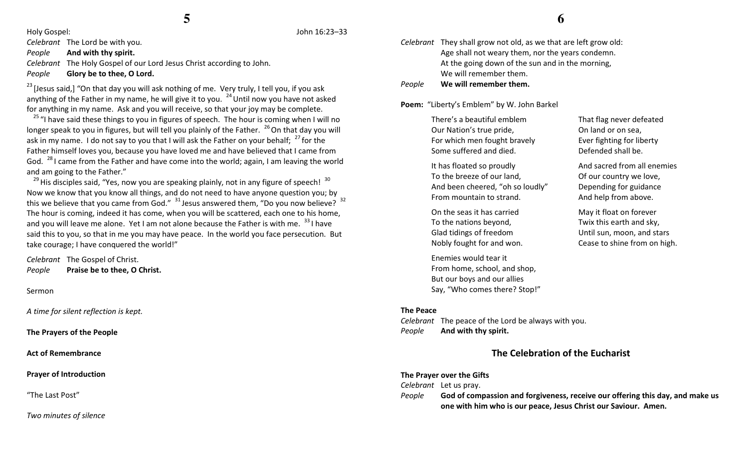Holy Gospel: John 16:23–33

*Celebrant* The Lord be with you.
*People* **And with thy spirit.**
*Celebrant* The Holy Gospel of our Lord Jesus Christ according to John.
*People* **Glory be to thee, O Lord.**

[23] [Jesus said,] "On that day you will ask nothing of me. Very truly, I tell you, if you ask anything of the Father in my name, he will give it to you. [24] Until now you have not asked for anything in my name. Ask and you will receive, so that your joy may be complete.

[25] "I have said these things to you in figures of speech. The hour is coming when I will no longer speak to you in figures, but will tell you plainly of the Father. [26] On that day you will ask in my name. I do not say to you that I will ask the Father on your behalf; [27] for the Father himself loves you, because you have loved me and have believed that I came from God. [28] I came from the Father and have come into the world; again, I am leaving the world and am going to the Father."

[29] His disciples said, "Yes, now you are speaking plainly, not in any figure of speech! [30] Now we know that you know all things, and do not need to have anyone question you; by this we believe that you came from God." [31] Jesus answered them, "Do you now believe? [32] The hour is coming, indeed it has come, when you will be scattered, each one to his home, and you will leave me alone. Yet I am not alone because the Father is with me. [33] I have said this to you, so that in me you may have peace. In the world you face persecution. But take courage; I have conquered the world!"

*Celebrant* The Gospel of Christ.
*People* **Praise be to thee, O Christ.**

Sermon

*A time for silent reflection is kept.*

**The Prayers of the People**

**Act of Remembrance**

**Prayer of Introduction**

"The Last Post"

*Two minutes of silence*

*Celebrant* They shall grow not old, as we that are left grow old:
Age shall not weary them, nor the years condemn.
At the going down of the sun and in the morning,
We will remember them.
*People* **We will remember them.**

**Poem:** "Liberty's Emblem" by W. John Barkel

There's a beautiful emblem
Our Nation's true pride,
For which men fought bravely
Some suffered and died.

It has floated so proudly
To the breeze of our land,
And been cheered, "oh so loudly"
From mountain to strand.

On the seas it has carried
To the nations beyond,
Glad tidings of freedom
Nobly fought for and won.

Enemies would tear it
From home, school, and shop,
But our boys and our allies
Say, "Who comes there? Stop!"

That flag never defeated
On land or on sea,
Ever fighting for liberty
Defended shall be.

And sacred from all enemies
Of our country we love,
Depending for guidance
And help from above.

May it float on forever
Twix this earth and sky,
Until sun, moon, and stars
Cease to shine from on high.

**The Peace**

*Celebrant* The peace of the Lord be always with you.
*People* **And with thy spirit.**

## The Celebration of the Eucharist

**The Prayer over the Gifts**

*Celebrant* Let us pray.
*People* **God of compassion and forgiveness, receive our offering this day, and make us one with him who is our peace, Jesus Christ our Saviour. Amen.**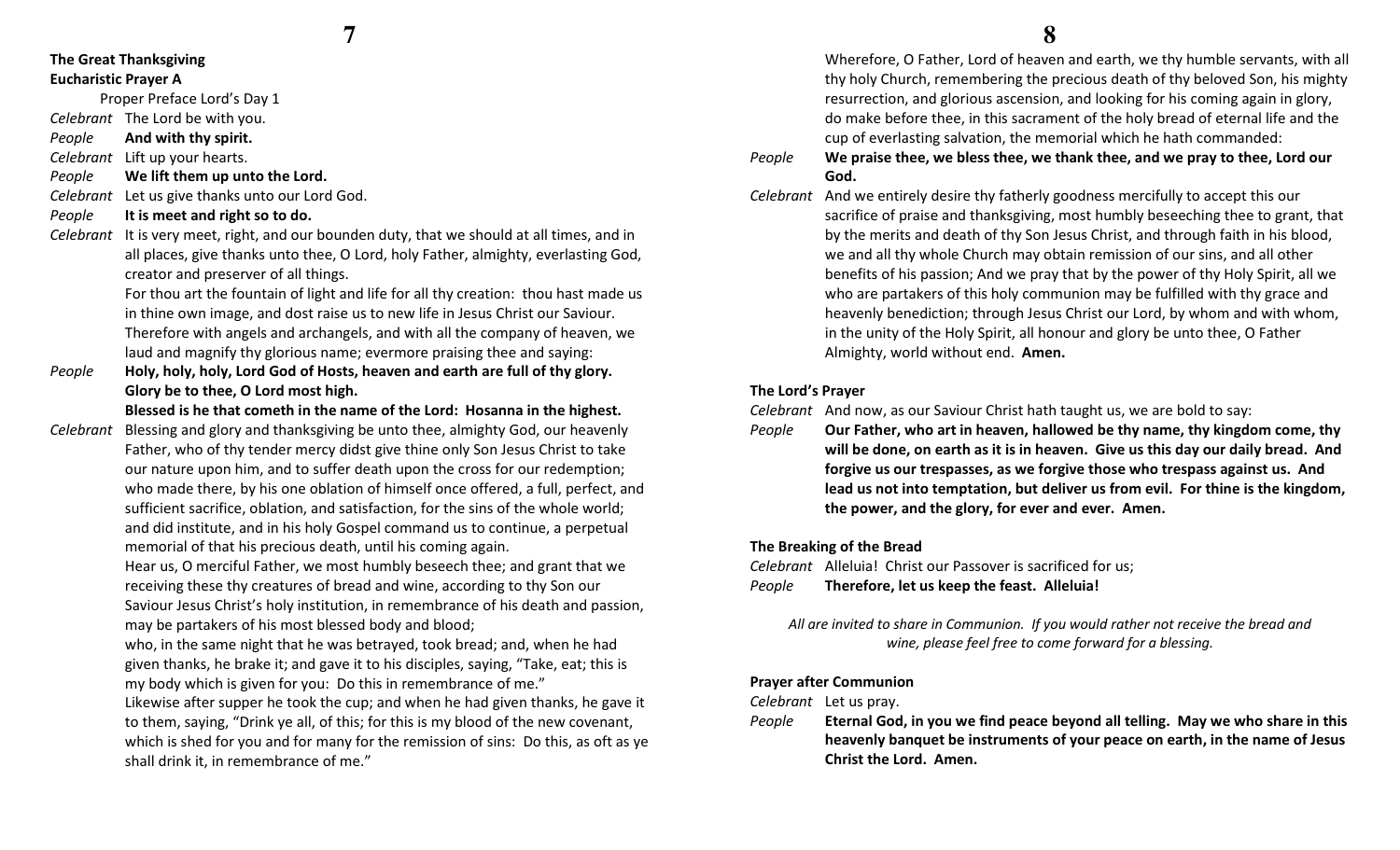**The Great Thanksgiving**
**Eucharistic Prayer A**

Proper Preface Lord's Day 1

*Celebrant* The Lord be with you.
*People* **And with thy spirit.**
*Celebrant* Lift up your hearts.
*People* **We lift them up unto the Lord.**
*Celebrant* Let us give thanks unto our Lord God.
*People* **It is meet and right so to do.**
*Celebrant* It is very meet, right, and our bounden duty, that we should at all times, and in all places, give thanks unto thee, O Lord, holy Father, almighty, everlasting God, creator and preserver of all things.
For thou art the fountain of light and life for all thy creation: thou hast made us in thine own image, and dost raise us to new life in Jesus Christ our Saviour.
Therefore with angels and archangels, and with all the company of heaven, we laud and magnify thy glorious name; evermore praising thee and saying:
*People* **Holy, holy, holy, Lord God of Hosts, heaven and earth are full of thy glory. Glory be to thee, O Lord most high.**
**Blessed is he that cometh in the name of the Lord: Hosanna in the highest.**
*Celebrant* Blessing and glory and thanksgiving be unto thee, almighty God, our heavenly Father, who of thy tender mercy didst give thine only Son Jesus Christ to take our nature upon him, and to suffer death upon the cross for our redemption; who made there, by his one oblation of himself once offered, a full, perfect, and sufficient sacrifice, oblation, and satisfaction, for the sins of the whole world; and did institute, and in his holy Gospel command us to continue, a perpetual memorial of that his precious death, until his coming again.
Hear us, O merciful Father, we most humbly beseech thee; and grant that we receiving these thy creatures of bread and wine, according to thy Son our Saviour Jesus Christ's holy institution, in remembrance of his death and passion, may be partakers of his most blessed body and blood;
who, in the same night that he was betrayed, took bread; and, when he had given thanks, he brake it; and gave it to his disciples, saying, "Take, eat; this is my body which is given for you: Do this in remembrance of me."
Likewise after supper he took the cup; and when he had given thanks, he gave it to them, saying, "Drink ye all, of this; for this is my blood of the new covenant, which is shed for you and for many for the remission of sins: Do this, as oft as ye shall drink it, in remembrance of me."
Wherefore, O Father, Lord of heaven and earth, we thy humble servants, with all thy holy Church, remembering the precious death of thy beloved Son, his mighty resurrection, and glorious ascension, and looking for his coming again in glory, do make before thee, in this sacrament of the holy bread of eternal life and the cup of everlasting salvation, the memorial which he hath commanded:
*People* **We praise thee, we bless thee, we thank thee, and we pray to thee, Lord our God.**
*Celebrant* And we entirely desire thy fatherly goodness mercifully to accept this our sacrifice of praise and thanksgiving, most humbly beseeching thee to grant, that by the merits and death of thy Son Jesus Christ, and through faith in his blood, we and all thy whole Church may obtain remission of our sins, and all other benefits of his passion; And we pray that by the power of thy Holy Spirit, all we who are partakers of this holy communion may be fulfilled with thy grace and heavenly benediction; through Jesus Christ our Lord, by whom and with whom, in the unity of the Holy Spirit, all honour and glory be unto thee, O Father Almighty, world without end. **Amen.**

**The Lord's Prayer**

*Celebrant* And now, as our Saviour Christ hath taught us, we are bold to say:
*People* **Our Father, who art in heaven, hallowed be thy name, thy kingdom come, thy will be done, on earth as it is in heaven. Give us this day our daily bread. And forgive us our trespasses, as we forgive those who trespass against us. And lead us not into temptation, but deliver us from evil. For thine is the kingdom, the power, and the glory, for ever and ever. Amen.**

**The Breaking of the Bread**

*Celebrant* Alleluia! Christ our Passover is sacrificed for us;
*People* **Therefore, let us keep the feast. Alleluia!**

*All are invited to share in Communion. If you would rather not receive the bread and wine, please feel free to come forward for a blessing.*

**Prayer after Communion**

*Celebrant* Let us pray.
*People* **Eternal God, in you we find peace beyond all telling. May we who share in this heavenly banquet be instruments of your peace on earth, in the name of Jesus Christ the Lord. Amen.**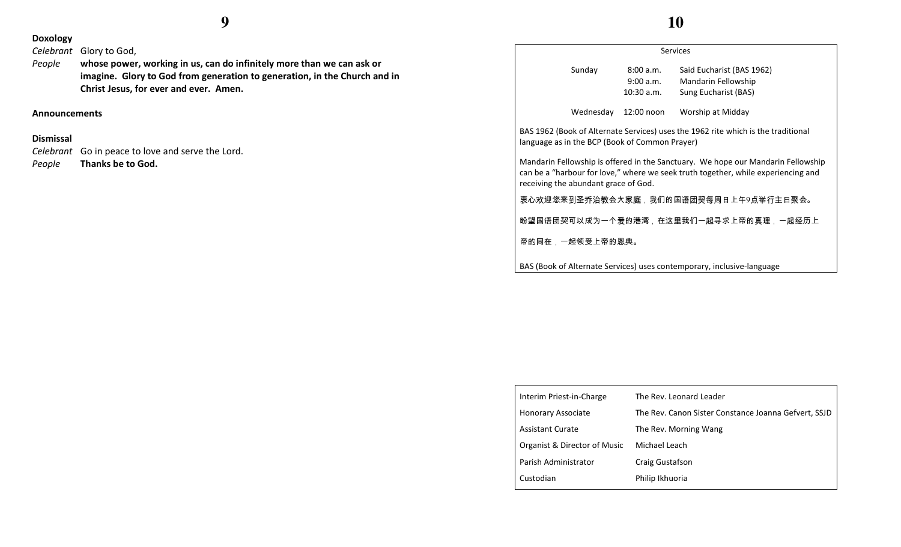**Doxology**

*Celebrant* Glory to God,

*People* **whose power, working in us, can do infinitely more than we can ask or imagine. Glory to God from generation to generation, in the Church and in Christ Jesus, for ever and ever. Amen.**

**Announcements**

**Dismissal**

*Celebrant* Go in peace to love and serve the Lord.

*People* **Thanks be to God.**

Services

| | | |
|---|---|---|
| Sunday | 8:00 a.m. | Said Eucharist (BAS 1962) |
| | 9:00 a.m. | Mandarin Fellowship |
| | 10:30 a.m. | Sung Eucharist (BAS) |
| Wednesday | 12:00 noon | Worship at Midday |

BAS 1962 (Book of Alternate Services) uses the 1962 rite which is the traditional language as in the BCP (Book of Common Prayer)

Mandarin Fellowship is offered in the Sanctuary. We hope our Mandarin Fellowship can be a "harbour for love," where we seek truth together, while experiencing and receiving the abundant grace of God.

衷心欢迎您来到圣乔治教会大家庭，我们的国语团契每周日上午9点举行主日聚会。

盼望国语团契可以成为一个爱的港湾，在这里我们一起寻求上帝的真理，一起经历上帝的同在，一起领受上帝的恩典。

BAS (Book of Alternate Services) uses contemporary, inclusive-language

| | |
|---|---|
| Interim Priest-in-Charge | The Rev. Leonard Leader |
| Honorary Associate | The Rev. Canon Sister Constance Joanna Gefvert, SSJD |
| Assistant Curate | The Rev. Morning Wang |
| Organist & Director of Music | Michael Leach |
| Parish Administrator | Craig Gustafson |
| Custodian | Philip Ikhuoria |